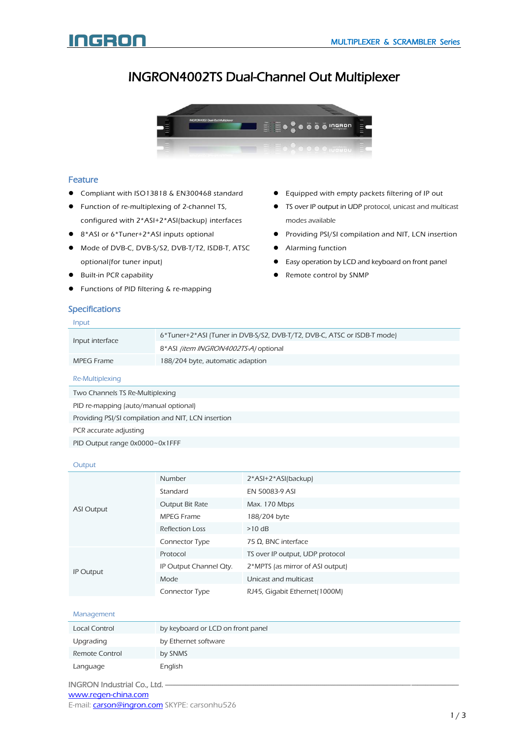# INGRON4002TS Dual-Channel Out Multiplexer

## Feature

- Compliant with ISO13818 & EN300468 standard
- Function of re-multiplexing of 2-channel TS, configured with 2*ASI+2*ASI(backup) interfaces
- 8*ASI or 6*Tuner+2*ASI inputs optional
- Mode of DVB-C, DVB-S/S2, DVB-T/T2, ISDB-T, ATSC optional(for tuner input)
- Built-in PCR capability
- Functions of PID filtering & re-mapping
- Equipped with empty packets filtering of IP out
- TS over IP output in UDP protocol, unicast and multicast modes available
- Providing PSI/SI compilation and NIT, LCN insertion
- Alarming function
- Easy operation by LCD and keyboard on front panel
- Remote control by SNMP

## Specifications

### Input

| | |
|---|---|
| Input interface | 6*Tuner+2*ASI (Tuner in DVB-S/S2, DVB-T/T2, DVB-C, ATSC or ISDB-T mode) |
| | 8*ASI *(item INGRON4002TS-A)* optional |
| MPEG Frame | 188/204 byte, automatic adaption |

### Re-Multiplexing

| |
|---|
| Two Channels TS Re-Multiplexing |
| PID re-mapping (auto/manual optional) |
| Providing PSI/SI compilation and NIT, LCN insertion |
| PCR accurate adjusting |
| PID Output range 0x0000~0x1FFF |

### Output

| | | |
|---|---|---|
| ASI Output | Number | 2*ASI+2*ASI(backup) |
| | Standard | EN 50083-9 ASI |
| | Output Bit Rate | Max. 170 Mbps |
| | MPEG Frame | 188/204 byte |
| | Reflection Loss | >10 dB |
| | Connector Type | 75 Ω, BNC interface |
| IP Output | Protocol | TS over IP output, UDP protocol |
| | IP Output Channel Qty. | 2*MPTS (as mirror of ASI output) |
| | Mode | Unicast and multicast |
| | Connector Type | RJ45, Gigabit Ethernet(1000M) |

### Management

| | |
|---|---|
| Local Control | by keyboard or LCD on front panel |
| Upgrading | by Ethernet software |
| Remote Control | by SNMS |
| Language | English |

INGRON Industrial Co., Ltd.
www.regen-china.com
E-mail: carson@ingron.com SKYPE: carsonhu526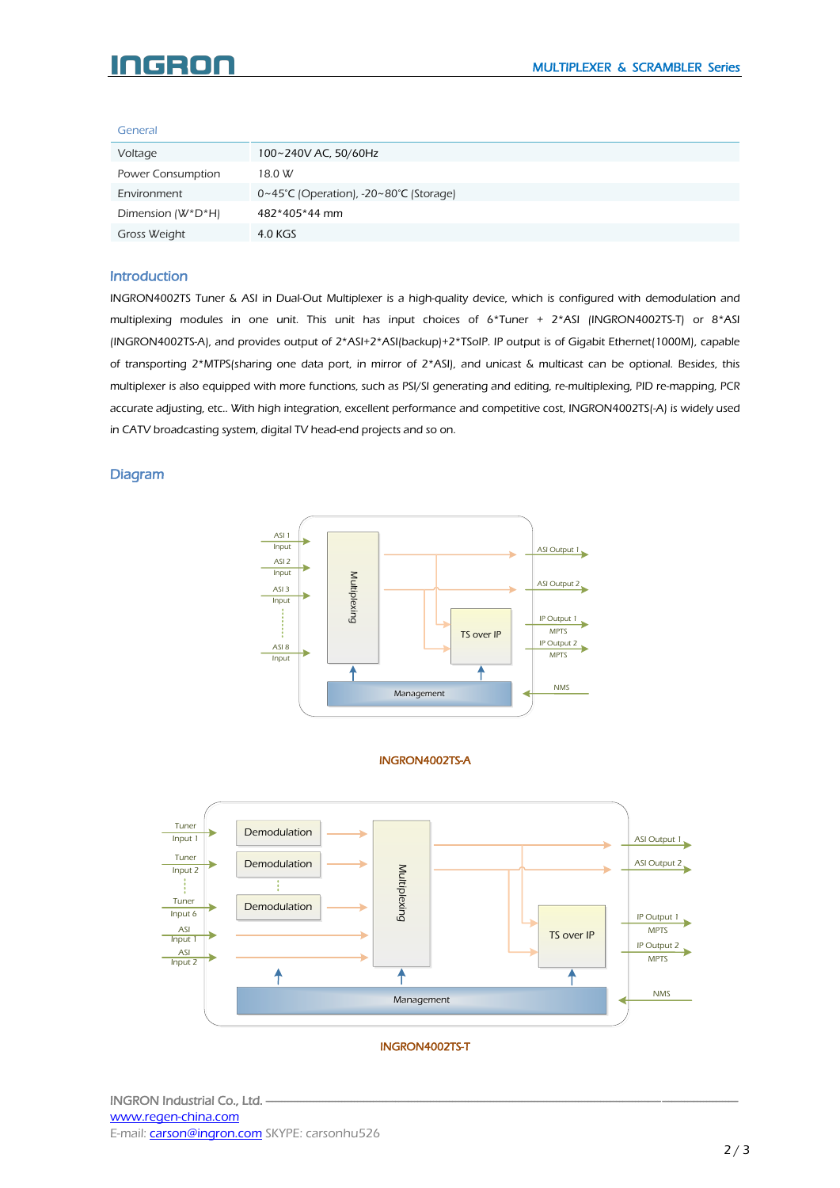General

| Voltage | 100~240V AC, 50/60Hz |
| --- | --- |
| Power Consumption | 18.0 W |
| Environment | 0~45℃ (Operation), -20~80℃ (Storage) |
| Dimension (W*D*H) | 482*405*44 mm |
| Gross Weight | 4.0 KGS |

## Introduction

INGRON4002TS Tuner & ASI in Dual-Out Multiplexer is a high-quality device, which is configured with demodulation and multiplexing modules in one unit. This unit has input choices of 6*Tuner + 2*ASI (INGRON4002TS-T) or 8*ASI (INGRON4002TS-A), and provides output of 2*ASI+2*ASI(backup)+2*TSoIP. IP output is of Gigabit Ethernet(1000M), capable of transporting 2*MTPS(sharing one data port, in mirror of 2*ASI), and unicast & multicast can be optional. Besides, this multiplexer is also equipped with more functions, such as PSI/SI generating and editing, re-multiplexing, PID re-mapping, PCR accurate adjusting, etc.. With high integration, excellent performance and competitive cost, INGRON4002TS(-A) is widely used in CATV broadcasting system, digital TV head-end projects and so on.

## Diagram

INGRON4002TS-A

INGRON4002TS-T

INGRON Industrial Co., Ltd.
www.regen-china.com
E-mail: carson@ingron.com SKYPE: carsonhu526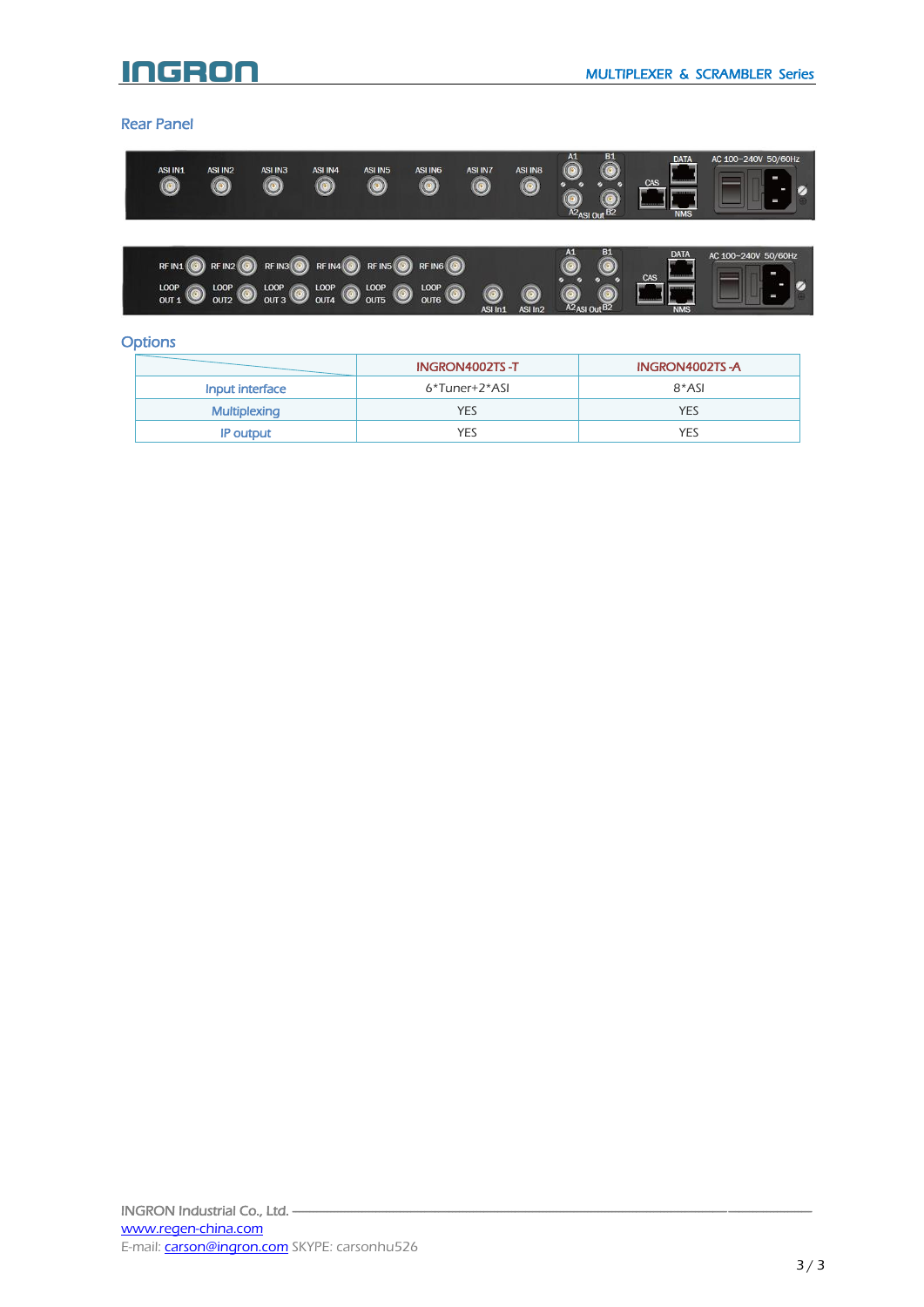## Rear Panel

## Options

| | INGRON4002TS -T | INGRON4002TS -A |
|---|---|---|
| Input interface | 6*Tuner+2*ASI | 8*ASI |
| Multiplexing | YES | YES |
| IP output | YES | YES |

INGRON Industrial Co., Ltd.
www.regen-china.com
E-mail: carson@ingron.com SKYPE: carsonhu526